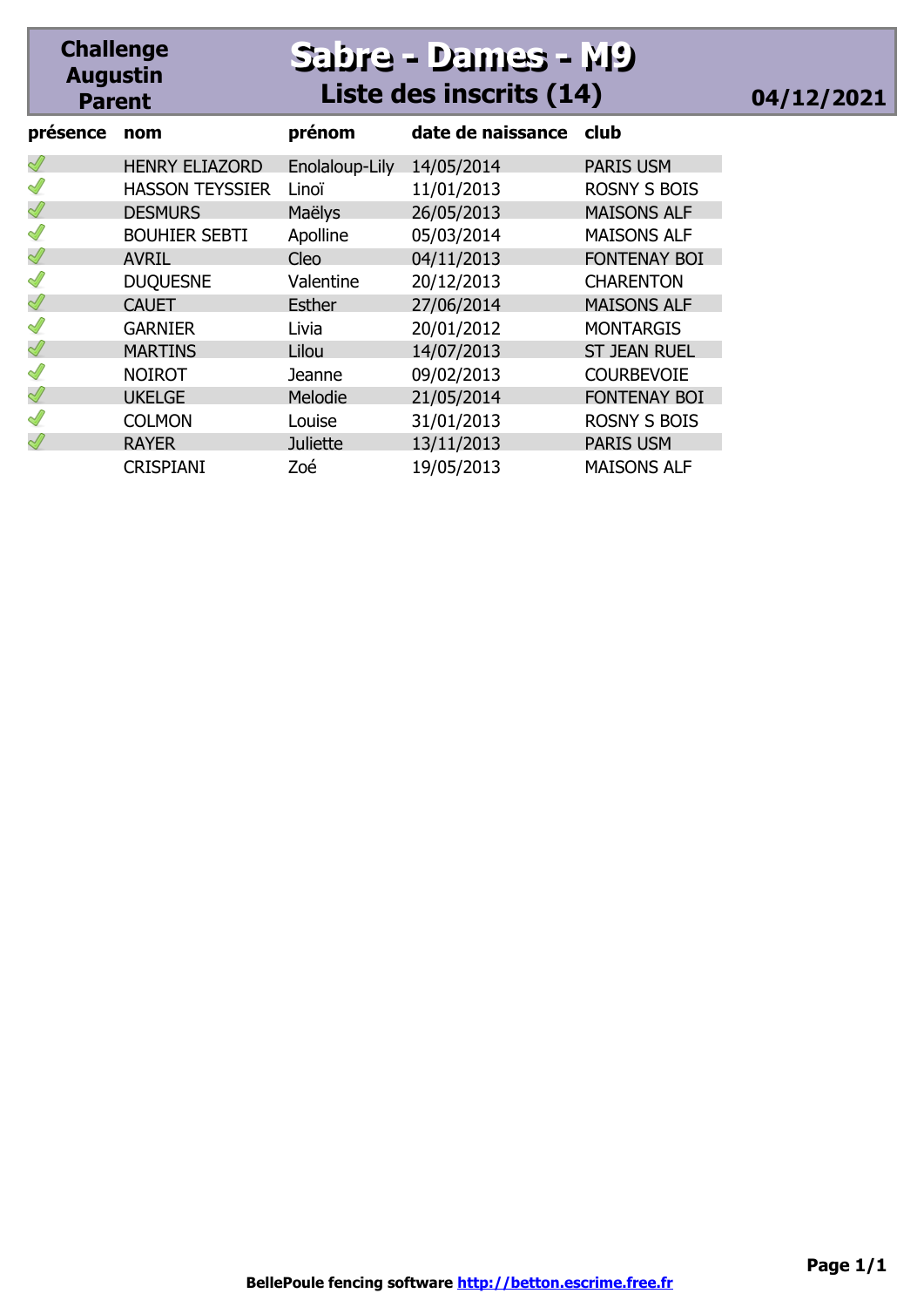**Challenge Augustin Parent**

# Sabre - Dames - M9

## Liste des inscrits (14)

**04/12/2021**

| présence | nom | prénom | date de naissance | club |
|---|---|---|---|---|
| ✓ | HENRY ELIAZORD | Enolaloup-Lily | 14/05/2014 | PARIS USM |
| ✓ | HASSON TEYSSIER | Linoï | 11/01/2013 | ROSNY S BOIS |
| ✓ | DESMURS | Maëlys | 26/05/2013 | MAISONS ALF |
| ✓ | BOUHIER SEBTI | Apolline | 05/03/2014 | MAISONS ALF |
| ✓ | AVRIL | Cleo | 04/11/2013 | FONTENAY BOI |
| ✓ | DUQUESNE | Valentine | 20/12/2013 | CHARENTON |
| ✓ | CAUET | Esther | 27/06/2014 | MAISONS ALF |
| ✓ | GARNIER | Livia | 20/01/2012 | MONTARGIS |
| ✓ | MARTINS | Lilou | 14/07/2013 | ST JEAN RUEL |
| ✓ | NOIROT | Jeanne | 09/02/2013 | COURBEVOIE |
| ✓ | UKELGE | Melodie | 21/05/2014 | FONTENAY BOI |
| ✓ | COLMON | Louise | 31/01/2013 | ROSNY S BOIS |
| ✓ | RAYER | Juliette | 13/11/2013 | PARIS USM |
| | CRISPIANI | Zoé | 19/05/2013 | MAISONS ALF |

**BellePoule fencing software http://betton.escrime.free.fr**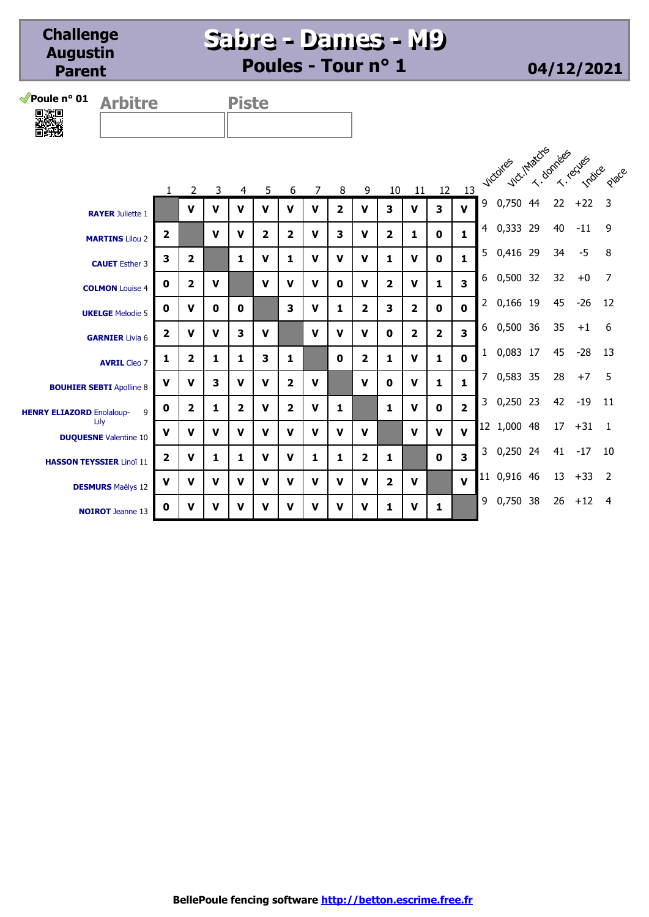# Challenge Augustin Parent

## Sabre - Dames - M9

### Poules - Tour n° 1

04/12/2021

Poule n° 01

Arbitre

Piste

| | 1 | 2 | 3 | 4 | 5 | 6 | 7 | 8 | 9 | 10 | 11 | 12 | 13 | Victoires | Vict./Matchs | T. données | T. reçues | Indice | Place |
|---|---|---|---|---|---|---|---|---|---|---|---|---|---|---|---|---|---|---|---|
| **RAYER** Juliette 1 | | V | V | V | V | V | V | 2 | V | 3 | V | 3 | V | 9 | 0,750 | 44 | 22 | +22 | 3 |
| **MARTINS** Lilou 2 | 2 | | V | V | 2 | 2 | V | 3 | V | 2 | 1 | 0 | 1 | 4 | 0,333 | 29 | 40 | -11 | 9 |
| **CAUET** Esther 3 | 3 | 2 | | 1 | V | 1 | V | V | V | 1 | V | 0 | 1 | 5 | 0,416 | 29 | 34 | -5 | 8 |
| **COLMON** Louise 4 | 0 | 2 | V | | V | V | V | 0 | V | 2 | V | 1 | 3 | 6 | 0,500 | 32 | 32 | +0 | 7 |
| **UKELGE** Melodie 5 | 0 | V | 0 | 0 | | 3 | V | 1 | 2 | 3 | 2 | 0 | 0 | 2 | 0,166 | 19 | 45 | -26 | 12 |
| **GARNIER** Livia 6 | 2 | V | V | 3 | V | | V | V | V | 0 | 2 | 2 | 3 | 6 | 0,500 | 36 | 35 | +1 | 6 |
| **AVRIL** Cleo 7 | 1 | 2 | 1 | 1 | 3 | 1 | | 0 | 2 | 1 | V | 1 | 0 | 1 | 0,083 | 17 | 45 | -28 | 13 |
| **BOUHIER SEBTI** Apolline 8 | V | V | 3 | V | V | 2 | V | | V | 0 | V | 1 | 1 | 7 | 0,583 | 35 | 28 | +7 | 5 |
| **HENRY ELIAZORD** Enolaloup-Lily 9 | 0 | 2 | 1 | 2 | V | 2 | V | 1 | | 1 | V | 0 | 2 | 3 | 0,250 | 23 | 42 | -19 | 11 |
| **DUQUESNE** Valentine 10 | V | V | V | V | V | V | V | V | V | | V | V | V | 12 | 1,000 | 48 | 17 | +31 | 1 |
| **HASSON TEYSSIER** Linoï 11 | 2 | V | 1 | 1 | V | V | 1 | 1 | 2 | 1 | | 0 | 3 | 3 | 0,250 | 24 | 41 | -17 | 10 |
| **DESMURS** Maëlys 12 | V | V | V | V | V | V | V | V | V | 2 | V | | V | 11 | 0,916 | 46 | 13 | +33 | 2 |
| **NOIROT** Jeanne 13 | 0 | V | V | V | V | V | V | V | V | 1 | V | 1 | | 9 | 0,750 | 38 | 26 | +12 | 4 |

BellePoule fencing software http://betton.escrime.free.fr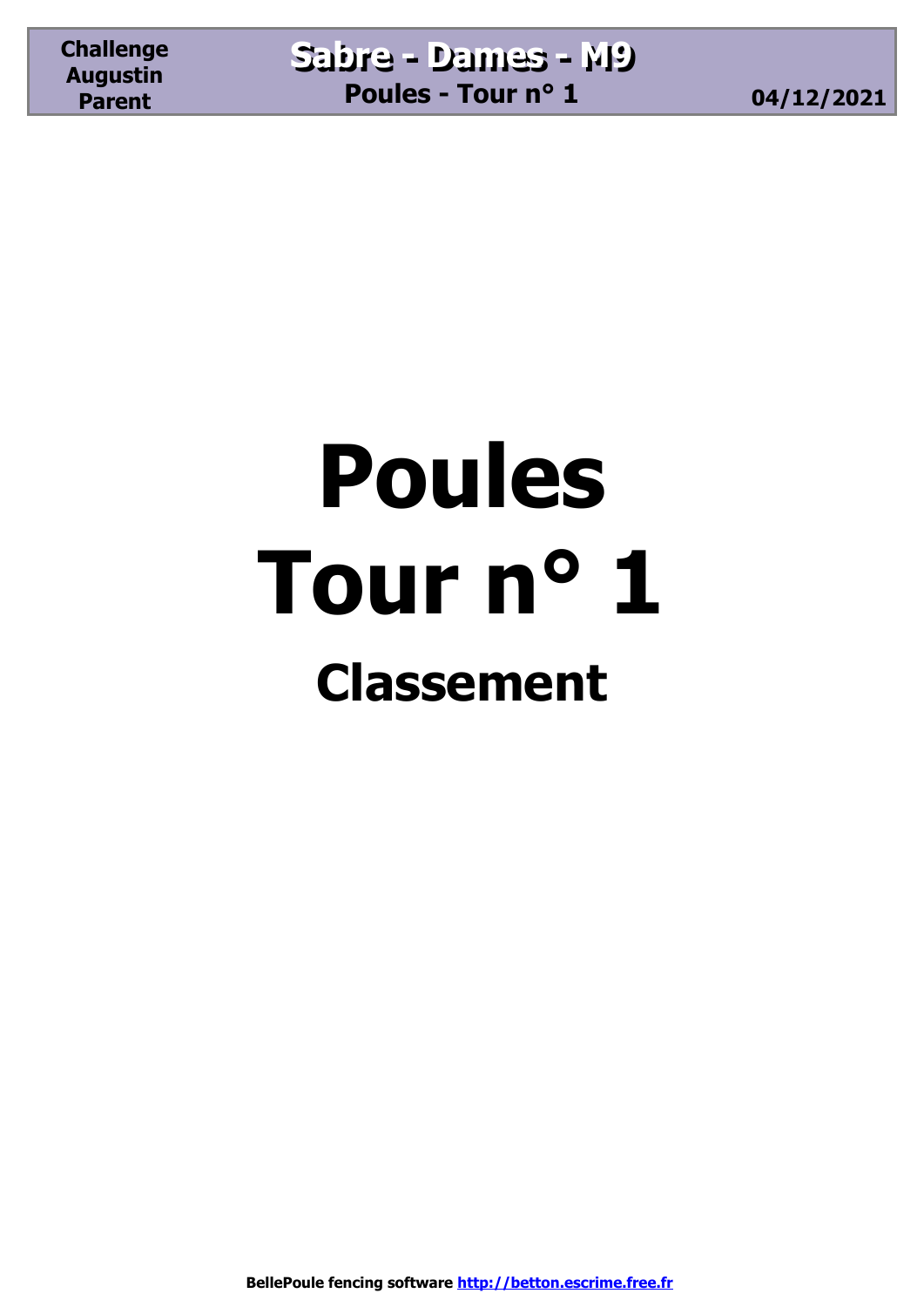# Poules
# Tour n° 1
## Classement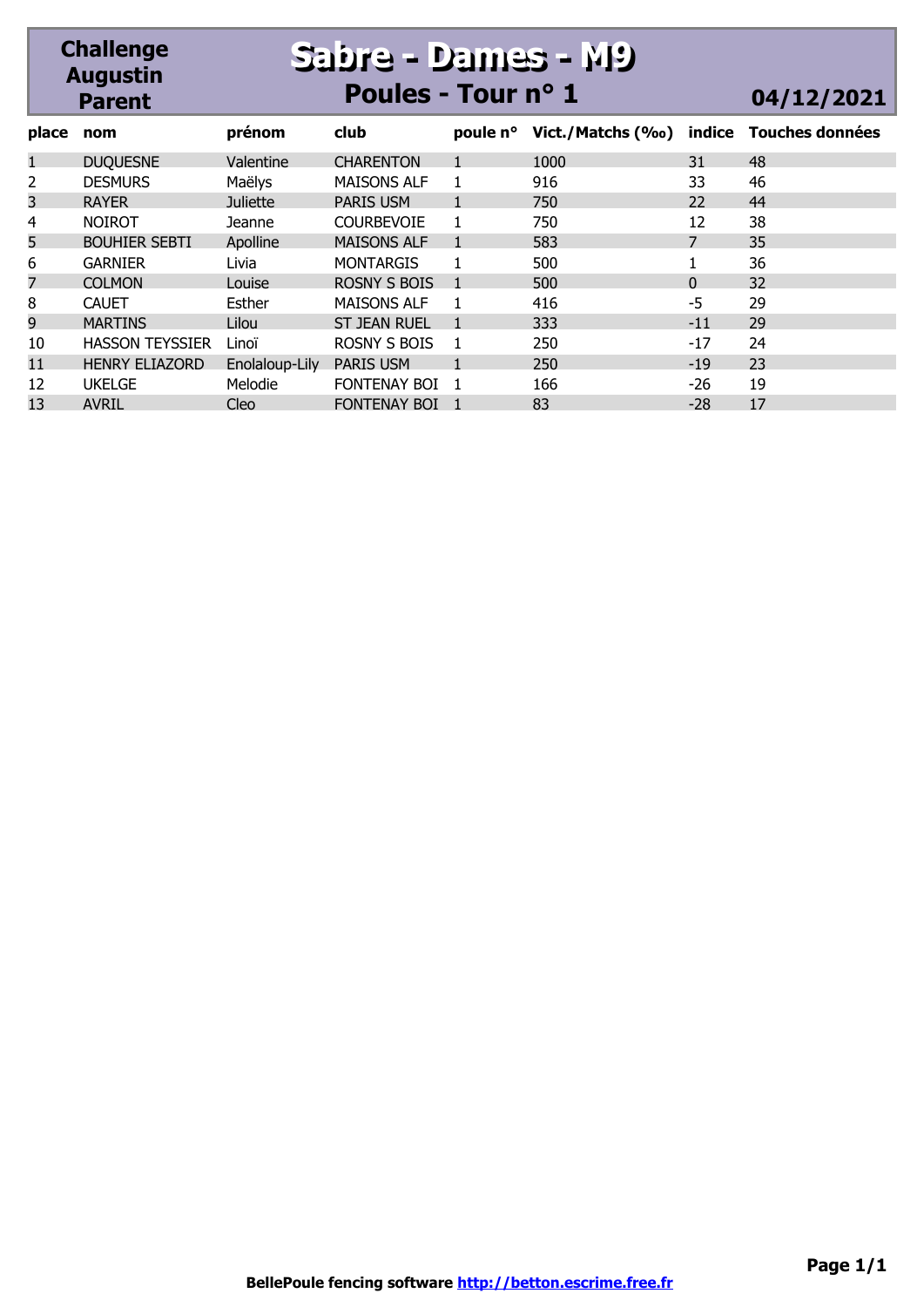# Challenge Augustin Parent

## Sabre - Dames - M9

### Poules - Tour n° 1

**04/12/2021**

| place | nom | prénom | club | poule n° | Vict./Matchs (‰) | indice | Touches données |
|---|---|---|---|---|---|---|---|
| 1 | DUQUESNE | Valentine | CHARENTON | 1 | 1000 | 31 | 48 |
| 2 | DESMURS | Maëlys | MAISONS ALF | 1 | 916 | 33 | 46 |
| 3 | RAYER | Juliette | PARIS USM | 1 | 750 | 22 | 44 |
| 4 | NOIROT | Jeanne | COURBEVOIE | 1 | 750 | 12 | 38 |
| 5 | BOUHIER SEBTI | Apolline | MAISONS ALF | 1 | 583 | 7 | 35 |
| 6 | GARNIER | Livia | MONTARGIS | 1 | 500 | 1 | 36 |
| 7 | COLMON | Louise | ROSNY S BOIS | 1 | 500 | 0 | 32 |
| 8 | CAUET | Esther | MAISONS ALF | 1 | 416 | -5 | 29 |
| 9 | MARTINS | Lilou | ST JEAN RUEL | 1 | 333 | -11 | 29 |
| 10 | HASSON TEYSSIER | Linoï | ROSNY S BOIS | 1 | 250 | -17 | 24 |
| 11 | HENRY ELIAZORD | Enolaloup-Lily | PARIS USM | 1 | 250 | -19 | 23 |
| 12 | UKELGE | Melodie | FONTENAY BOI | 1 | 166 | -26 | 19 |
| 13 | AVRIL | Cleo | FONTENAY BOI | 1 | 83 | -28 | 17 |

**BellePoule fencing software http://betton.escrime.free.fr**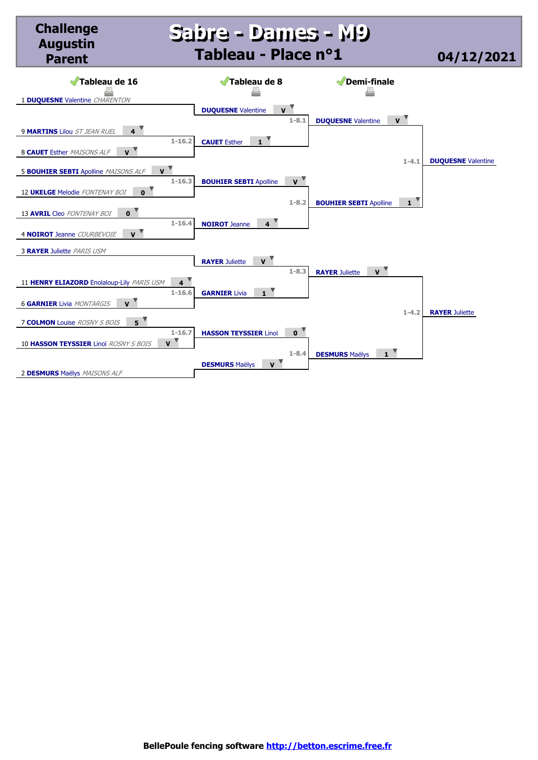# Challenge Augustin Parent

## Sabre - Dames - M9

### Tableau - Place n°1

04/12/2021

### Tableau de 16

| Match | Tireur | Club | Score |
|---|---|---|---|
| | 1 **DUQUESNE** Valentine | *CHARENTON* | |
| 1-16.2 | 9 **MARTINS** Lilou | *ST JEAN RUEL* | 4 |
| | 8 **CAUET** Esther | *MAISONS ALF* | V |
| 1-16.3 | 5 **BOUHIER SEBTI** Apolline | *MAISONS ALF* | V |
| | 12 **UKELGE** Melodie | *FONTENAY BOI* | 0 |
| 1-16.4 | 13 **AVRIL** Cleo | *FONTENAY BOI* | 0 |
| | 4 **NOIROT** Jeanne | *COURBEVOIE* | V |
| | 3 **RAYER** Juliette | *PARIS USM* | |
| 1-16.6 | 11 **HENRY ELIAZORD** Enolaloup-Lily | *PARIS USM* | 4 |
| | 6 **GARNIER** Livia | *MONTARGIS* | V |
| 1-16.7 | 7 **COLMON** Louise | *ROSNY S BOIS* | 5 |
| | 10 **HASSON TEYSSIER** Linoï | *ROSNY S BOIS* | V |
| | 2 **DESMURS** Maëlys | *MAISONS ALF* | |

### Tableau de 8

| Match | Tireur | Score |
|---|---|---|
| 1-8.1 | **DUQUESNE** Valentine | V |
| | **CAUET** Esther | 1 |
| 1-8.2 | **BOUHIER SEBTI** Apolline | V |
| | **NOIROT** Jeanne | 4 |
| 1-8.3 | **RAYER** Juliette | V |
| | **GARNIER** Livia | 1 |
| 1-8.4 | **HASSON TEYSSIER** Linoï | 0 |
| | **DESMURS** Maëlys | V |

### Demi-finale

| Match | Tireur | Score |
|---|---|---|
| 1-4.1 | **DUQUESNE** Valentine | V |
| | **BOUHIER SEBTI** Apolline | 1 |
| 1-4.2 | **RAYER** Juliette | V |
| | **DESMURS** Maëlys | 1 |

### Finale

**DUQUESNE** Valentine

**RAYER** Juliette

BellePoule fencing software http://betton.escrime.free.fr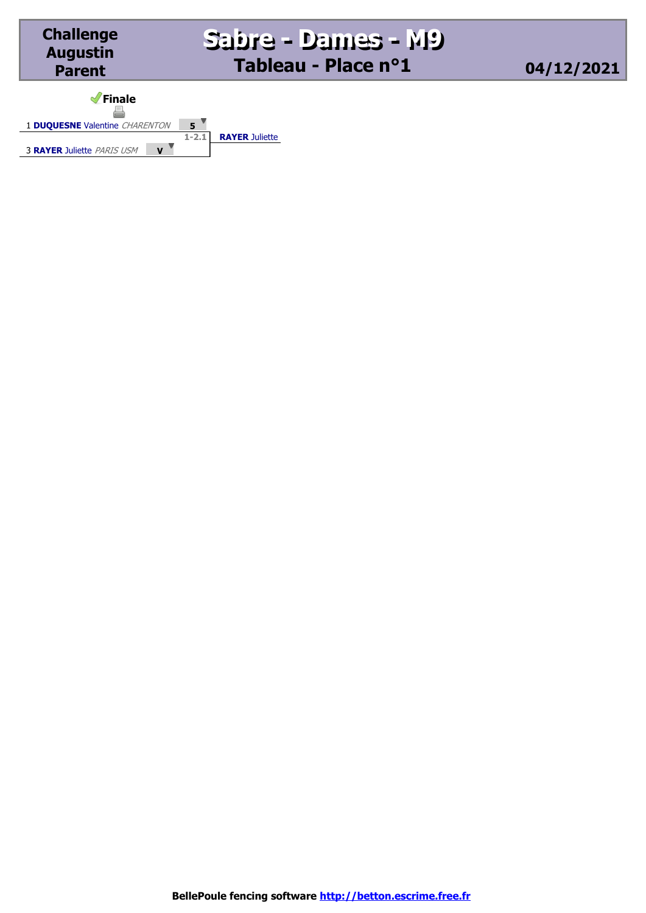# Challenge Augustin Parent

# Sabre - Dames - M9

## Tableau - Place n°1

**04/12/2021**

### Finale

| Finale | Score | | Vainqueur |
|---|---|---|---|
| 1 **DUQUESNE** Valentine *CHARENTON* | 5 | 1-2.1 | **RAYER** Juliette |
| 3 **RAYER** Juliette *PARIS USM* | V | | |

**BellePoule fencing software http://betton.escrime.free.fr**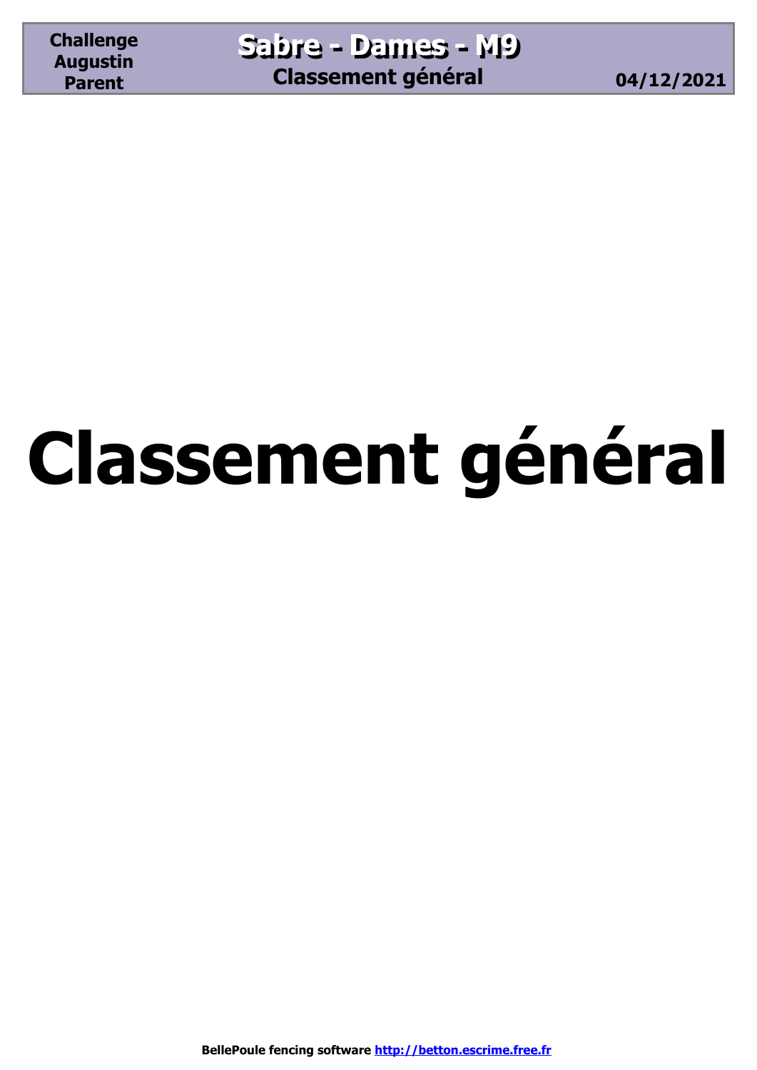# Classement général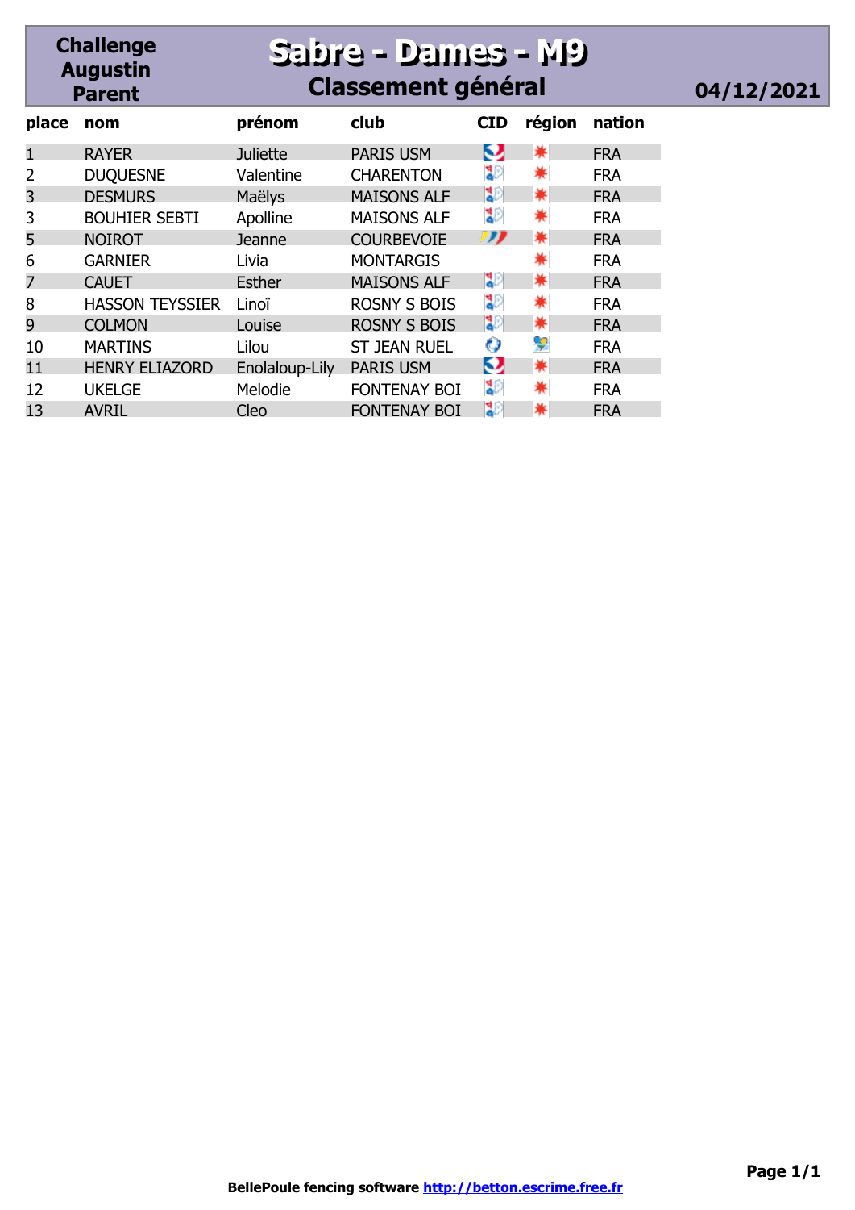**Challenge Augustin Parent**

# Sabre - Dames - M9

## Classement général

**04/12/2021**

| place | nom | prénom | club | CID | région | nation |
|---|---|---|---|---|---|---|
| 1 | RAYER | Juliette | PARIS USM | | | FRA |
| 2 | DUQUESNE | Valentine | CHARENTON | | | FRA |
| 3 | DESMURS | Maëlys | MAISONS ALF | | | FRA |
| 3 | BOUHIER SEBTI | Apolline | MAISONS ALF | | | FRA |
| 5 | NOIROT | Jeanne | COURBEVOIE | | | FRA |
| 6 | GARNIER | Livia | MONTARGIS | | | FRA |
| 7 | CAUET | Esther | MAISONS ALF | | | FRA |
| 8 | HASSON TEYSSIER | Linoï | ROSNY S BOIS | | | FRA |
| 9 | COLMON | Louise | ROSNY S BOIS | | | FRA |
| 10 | MARTINS | Lilou | ST JEAN RUEL | | | FRA |
| 11 | HENRY ELIAZORD | Enolaloup-Lily | PARIS USM | | | FRA |
| 12 | UKELGE | Melodie | FONTENAY BOI | | | FRA |
| 13 | AVRIL | Cleo | FONTENAY BOI | | | FRA |

BellePoule fencing software http://betton.escrime.free.fr